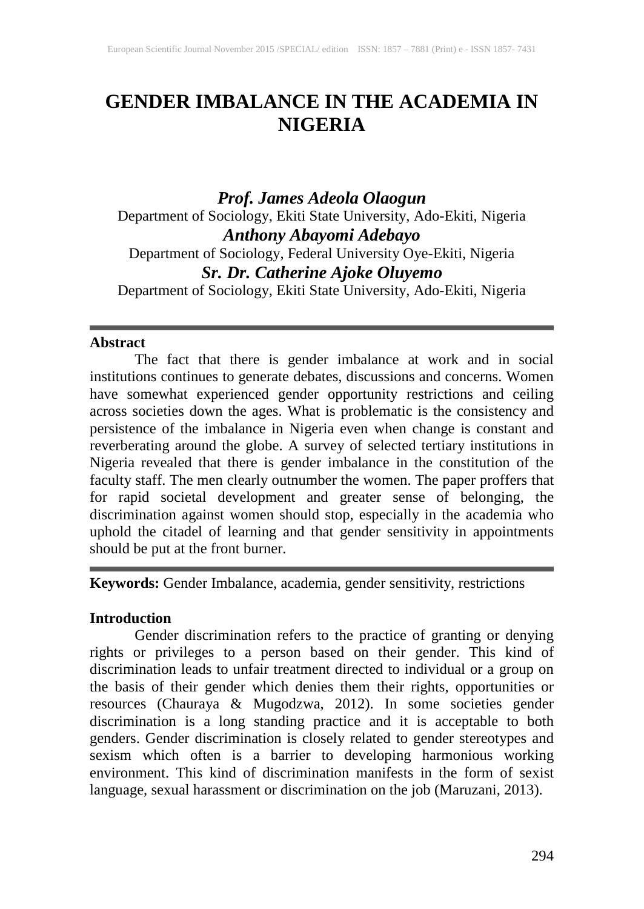# GENDER IMBALANCE IN THE ACADEMIA IN NIGERIA

***Prof. James Adeola Olaogun***
Department of Sociology, Ekiti State University, Ado-Ekiti, Nigeria

***Anthony Abayomi Adebayo***
Department of Sociology, Federal University Oye-Ekiti, Nigeria

***Sr. Dr. Catherine Ajoke Oluyemo***
Department of Sociology, Ekiti State University, Ado-Ekiti, Nigeria

---

**Abstract**

The fact that there is gender imbalance at work and in social institutions continues to generate debates, discussions and concerns. Women have somewhat experienced gender opportunity restrictions and ceiling across societies down the ages. What is problematic is the consistency and persistence of the imbalance in Nigeria even when change is constant and reverberating around the globe. A survey of selected tertiary institutions in Nigeria revealed that there is gender imbalance in the constitution of the faculty staff. The men clearly outnumber the women. The paper proffers that for rapid societal development and greater sense of belonging, the discrimination against women should stop, especially in the academia who uphold the citadel of learning and that gender sensitivity in appointments should be put at the front burner.

---

**Keywords:** Gender Imbalance, academia, gender sensitivity, restrictions

**Introduction**

Gender discrimination refers to the practice of granting or denying rights or privileges to a person based on their gender. This kind of discrimination leads to unfair treatment directed to individual or a group on the basis of their gender which denies them their rights, opportunities or resources (Chauraya & Mugodzwa, 2012). In some societies gender discrimination is a long standing practice and it is acceptable to both genders. Gender discrimination is closely related to gender stereotypes and sexism which often is a barrier to developing harmonious working environment. This kind of discrimination manifests in the form of sexist language, sexual harassment or discrimination on the job (Maruzani, 2013).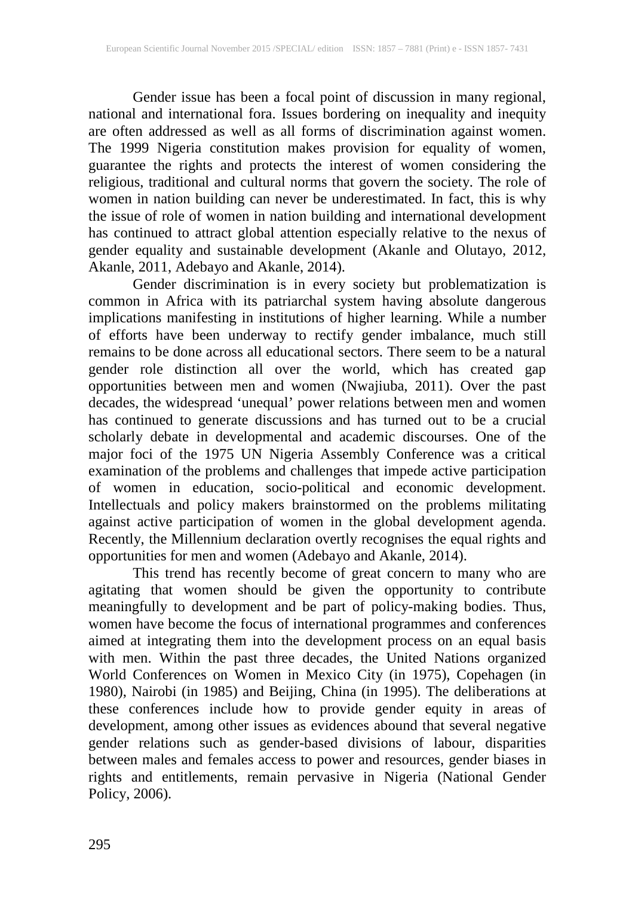Gender issue has been a focal point of discussion in many regional, national and international fora. Issues bordering on inequality and inequity are often addressed as well as all forms of discrimination against women. The 1999 Nigeria constitution makes provision for equality of women, guarantee the rights and protects the interest of women considering the religious, traditional and cultural norms that govern the society. The role of women in nation building can never be underestimated. In fact, this is why the issue of role of women in nation building and international development has continued to attract global attention especially relative to the nexus of gender equality and sustainable development (Akanle and Olutayo, 2012, Akanle, 2011, Adebayo and Akanle, 2014).

Gender discrimination is in every society but problematization is common in Africa with its patriarchal system having absolute dangerous implications manifesting in institutions of higher learning. While a number of efforts have been underway to rectify gender imbalance, much still remains to be done across all educational sectors. There seem to be a natural gender role distinction all over the world, which has created gap opportunities between men and women (Nwajiuba, 2011). Over the past decades, the widespread 'unequal' power relations between men and women has continued to generate discussions and has turned out to be a crucial scholarly debate in developmental and academic discourses. One of the major foci of the 1975 UN Nigeria Assembly Conference was a critical examination of the problems and challenges that impede active participation of women in education, socio-political and economic development. Intellectuals and policy makers brainstormed on the problems militating against active participation of women in the global development agenda. Recently, the Millennium declaration overtly recognises the equal rights and opportunities for men and women (Adebayo and Akanle, 2014).

This trend has recently become of great concern to many who are agitating that women should be given the opportunity to contribute meaningfully to development and be part of policy-making bodies. Thus, women have become the focus of international programmes and conferences aimed at integrating them into the development process on an equal basis with men. Within the past three decades, the United Nations organized World Conferences on Women in Mexico City (in 1975), Copehagen (in 1980), Nairobi (in 1985) and Beijing, China (in 1995). The deliberations at these conferences include how to provide gender equity in areas of development, among other issues as evidences abound that several negative gender relations such as gender-based divisions of labour, disparities between males and females access to power and resources, gender biases in rights and entitlements, remain pervasive in Nigeria (National Gender Policy, 2006).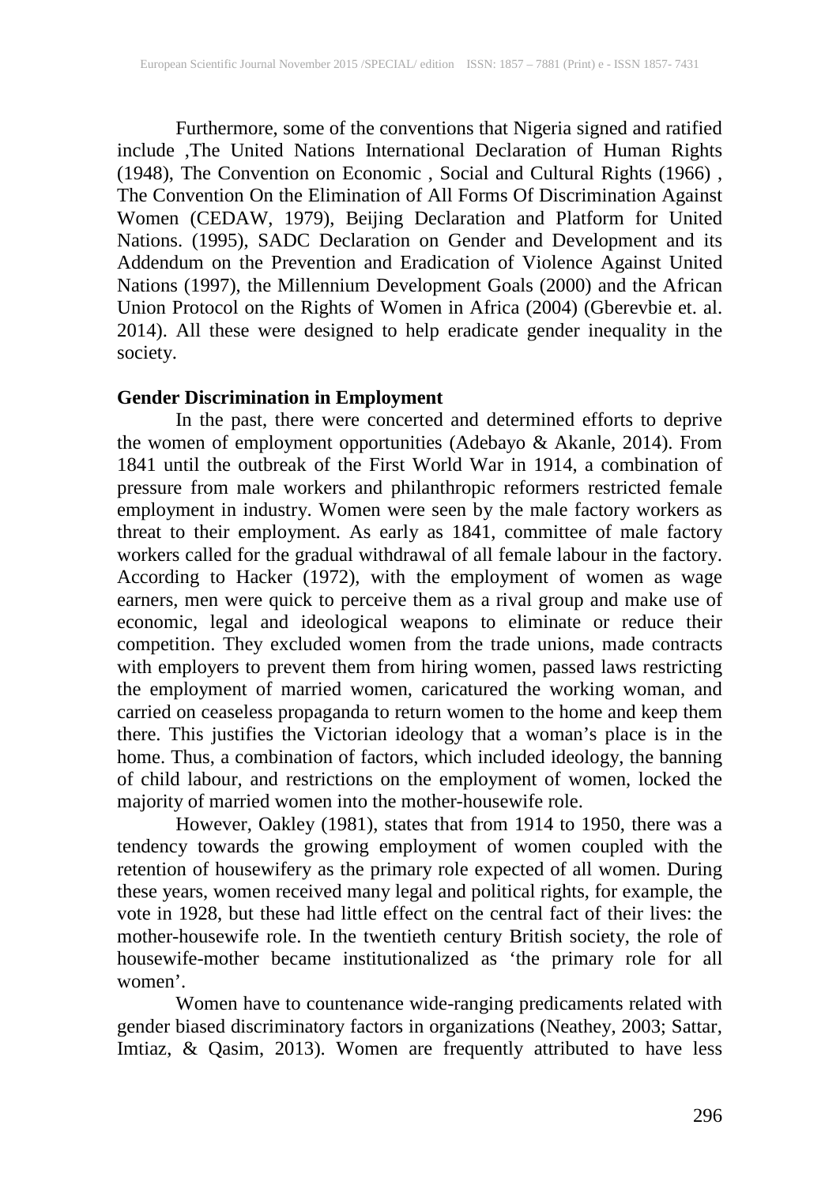Furthermore, some of the conventions that Nigeria signed and ratified include ,The United Nations International Declaration of Human Rights (1948), The Convention on Economic , Social and Cultural Rights (1966) , The Convention On the Elimination of All Forms Of Discrimination Against Women (CEDAW, 1979), Beijing Declaration and Platform for United Nations. (1995), SADC Declaration on Gender and Development and its Addendum on the Prevention and Eradication of Violence Against United Nations (1997), the Millennium Development Goals (2000) and the African Union Protocol on the Rights of Women in Africa (2004) (Gberevbie et. al. 2014). All these were designed to help eradicate gender inequality in the society.

**Gender Discrimination in Employment**

In the past, there were concerted and determined efforts to deprive the women of employment opportunities (Adebayo & Akanle, 2014). From 1841 until the outbreak of the First World War in 1914, a combination of pressure from male workers and philanthropic reformers restricted female employment in industry. Women were seen by the male factory workers as threat to their employment. As early as 1841, committee of male factory workers called for the gradual withdrawal of all female labour in the factory. According to Hacker (1972), with the employment of women as wage earners, men were quick to perceive them as a rival group and make use of economic, legal and ideological weapons to eliminate or reduce their competition. They excluded women from the trade unions, made contracts with employers to prevent them from hiring women, passed laws restricting the employment of married women, caricatured the working woman, and carried on ceaseless propaganda to return women to the home and keep them there. This justifies the Victorian ideology that a woman's place is in the home. Thus, a combination of factors, which included ideology, the banning of child labour, and restrictions on the employment of women, locked the majority of married women into the mother-housewife role.

However, Oakley (1981), states that from 1914 to 1950, there was a tendency towards the growing employment of women coupled with the retention of housewifery as the primary role expected of all women. During these years, women received many legal and political rights, for example, the vote in 1928, but these had little effect on the central fact of their lives: the mother-housewife role. In the twentieth century British society, the role of housewife-mother became institutionalized as 'the primary role for all women'.

Women have to countenance wide-ranging predicaments related with gender biased discriminatory factors in organizations (Neathey, 2003; Sattar, Imtiaz, & Qasim, 2013). Women are frequently attributed to have less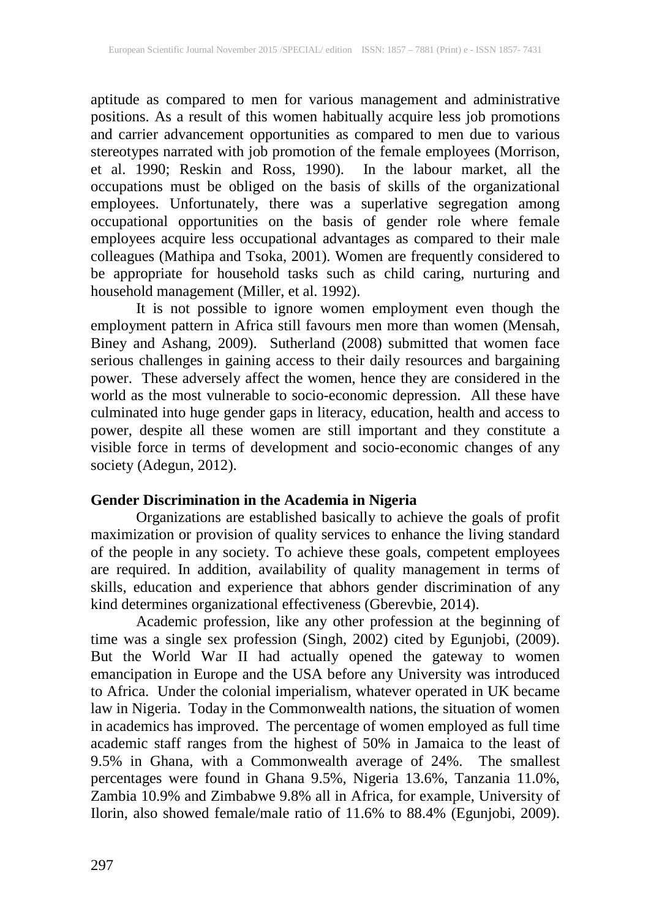aptitude as compared to men for various management and administrative positions. As a result of this women habitually acquire less job promotions and carrier advancement opportunities as compared to men due to various stereotypes narrated with job promotion of the female employees (Morrison, et al. 1990; Reskin and Ross, 1990). In the labour market, all the occupations must be obliged on the basis of skills of the organizational employees. Unfortunately, there was a superlative segregation among occupational opportunities on the basis of gender role where female employees acquire less occupational advantages as compared to their male colleagues (Mathipa and Tsoka, 2001). Women are frequently considered to be appropriate for household tasks such as child caring, nurturing and household management (Miller, et al. 1992).

It is not possible to ignore women employment even though the employment pattern in Africa still favours men more than women (Mensah, Biney and Ashang, 2009). Sutherland (2008) submitted that women face serious challenges in gaining access to their daily resources and bargaining power. These adversely affect the women, hence they are considered in the world as the most vulnerable to socio-economic depression. All these have culminated into huge gender gaps in literacy, education, health and access to power, despite all these women are still important and they constitute a visible force in terms of development and socio-economic changes of any society (Adegun, 2012).

**Gender Discrimination in the Academia in Nigeria**

Organizations are established basically to achieve the goals of profit maximization or provision of quality services to enhance the living standard of the people in any society. To achieve these goals, competent employees are required. In addition, availability of quality management in terms of skills, education and experience that abhors gender discrimination of any kind determines organizational effectiveness (Gberevbie, 2014).

Academic profession, like any other profession at the beginning of time was a single sex profession (Singh, 2002) cited by Egunjobi, (2009). But the World War II had actually opened the gateway to women emancipation in Europe and the USA before any University was introduced to Africa. Under the colonial imperialism, whatever operated in UK became law in Nigeria. Today in the Commonwealth nations, the situation of women in academics has improved. The percentage of women employed as full time academic staff ranges from the highest of 50% in Jamaica to the least of 9.5% in Ghana, with a Commonwealth average of 24%. The smallest percentages were found in Ghana 9.5%, Nigeria 13.6%, Tanzania 11.0%, Zambia 10.9% and Zimbabwe 9.8% all in Africa, for example, University of Ilorin, also showed female/male ratio of 11.6% to 88.4% (Egunjobi, 2009).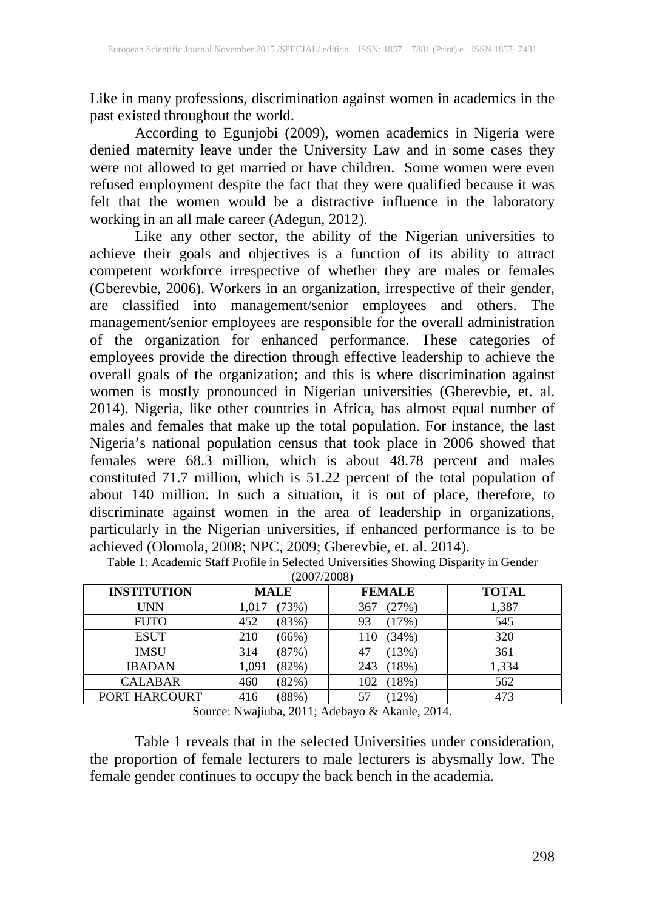Like in many professions, discrimination against women in academics in the past existed throughout the world.

According to Egunjobi (2009), women academics in Nigeria were denied maternity leave under the University Law and in some cases they were not allowed to get married or have children. Some women were even refused employment despite the fact that they were qualified because it was felt that the women would be a distractive influence in the laboratory working in an all male career (Adegun, 2012).

Like any other sector, the ability of the Nigerian universities to achieve their goals and objectives is a function of its ability to attract competent workforce irrespective of whether they are males or females (Gberevbie, 2006). Workers in an organization, irrespective of their gender, are classified into management/senior employees and others. The management/senior employees are responsible for the overall administration of the organization for enhanced performance. These categories of employees provide the direction through effective leadership to achieve the overall goals of the organization; and this is where discrimination against women is mostly pronounced in Nigerian universities (Gberevbie, et. al. 2014). Nigeria, like other countries in Africa, has almost equal number of males and females that make up the total population. For instance, the last Nigeria's national population census that took place in 2006 showed that females were 68.3 million, which is about 48.78 percent and males constituted 71.7 million, which is 51.22 percent of the total population of about 140 million. In such a situation, it is out of place, therefore, to discriminate against women in the area of leadership in organizations, particularly in the Nigerian universities, if enhanced performance is to be achieved (Olomola, 2008; NPC, 2009; Gberevbie, et. al. 2014).

Table 1: Academic Staff Profile in Selected Universities Showing Disparity in Gender (2007/2008)

| INSTITUTION | MALE | FEMALE | TOTAL |
|---|---|---|---|
| UNN | 1,017 (73%) | 367 (27%) | 1,387 |
| FUTO | 452 (83%) | 93 (17%) | 545 |
| ESUT | 210 (66%) | 110 (34%) | 320 |
| IMSU | 314 (87%) | 47 (13%) | 361 |
| IBADAN | 1,091 (82%) | 243 (18%) | 1,334 |
| CALABAR | 460 (82%) | 102 (18%) | 562 |
| PORT HARCOURT | 416 (88%) | 57 (12%) | 473 |

Source: Nwajiuba, 2011; Adebayo & Akanle, 2014.

Table 1 reveals that in the selected Universities under consideration, the proportion of female lecturers to male lecturers is abysmally low. The female gender continues to occupy the back bench in the academia.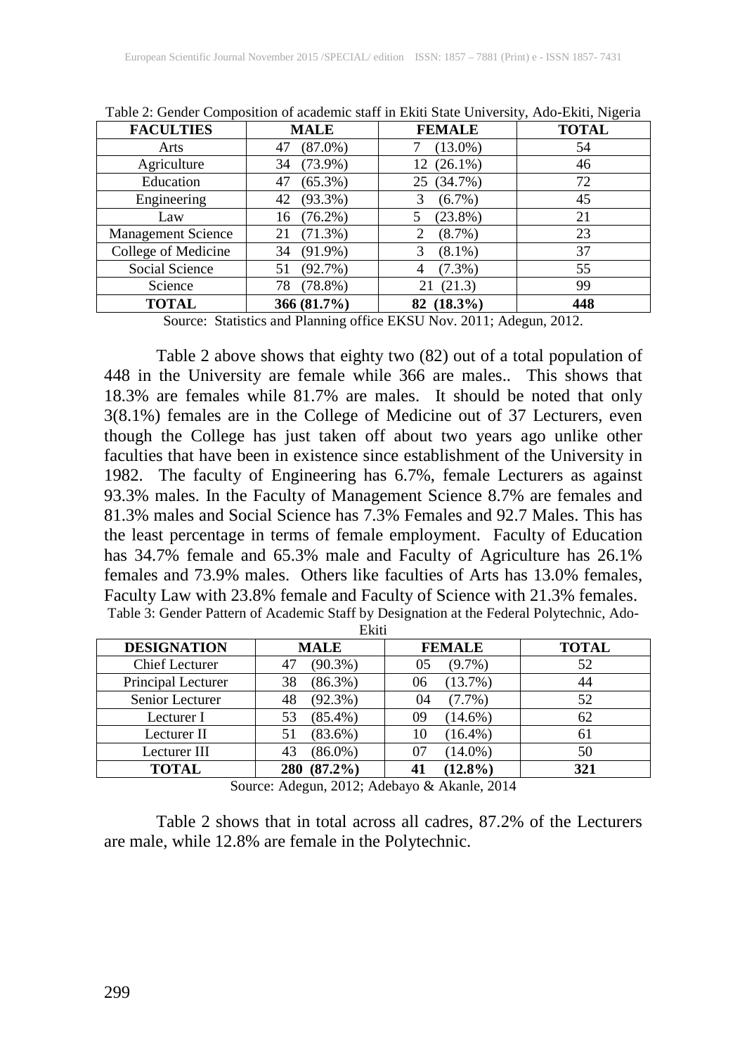Table 2: Gender Composition of academic staff in Ekiti State University, Ado-Ekiti, Nigeria

| FACULTIES | MALE | FEMALE | TOTAL |
|---|---|---|---|
| Arts | 47 (87.0%) | 7 (13.0%) | 54 |
| Agriculture | 34 (73.9%) | 12 (26.1%) | 46 |
| Education | 47 (65.3%) | 25 (34.7%) | 72 |
| Engineering | 42 (93.3%) | 3 (6.7%) | 45 |
| Law | 16 (76.2%) | 5 (23.8%) | 21 |
| Management Science | 21 (71.3%) | 2 (8.7%) | 23 |
| College of Medicine | 34 (91.9%) | 3 (8.1%) | 37 |
| Social Science | 51 (92.7%) | 4 (7.3%) | 55 |
| Science | 78 (78.8%) | 21 (21.3) | 99 |
| **TOTAL** | **366 (81.7%)** | **82 (18.3%)** | **448** |

Source: Statistics and Planning office EKSU Nov. 2011; Adegun, 2012.

Table 2 above shows that eighty two (82) out of a total population of 448 in the University are female while 366 are males.. This shows that 18.3% are females while 81.7% are males. It should be noted that only 3(8.1%) females are in the College of Medicine out of 37 Lecturers, even though the College has just taken off about two years ago unlike other faculties that have been in existence since establishment of the University in 1982. The faculty of Engineering has 6.7%, female Lecturers as against 93.3% males. In the Faculty of Management Science 8.7% are females and 81.3% males and Social Science has 7.3% Females and 92.7 Males. This has the least percentage in terms of female employment. Faculty of Education has 34.7% female and 65.3% male and Faculty of Agriculture has 26.1% females and 73.9% males. Others like faculties of Arts has 13.0% females, Faculty Law with 23.8% female and Faculty of Science with 21.3% females.

Table 3: Gender Pattern of Academic Staff by Designation at the Federal Polytechnic, Ado-Ekiti

| DESIGNATION | MALE | FEMALE | TOTAL |
|---|---|---|---|
| Chief Lecturer | 47 (90.3%) | 05 (9.7%) | 52 |
| Principal Lecturer | 38 (86.3%) | 06 (13.7%) | 44 |
| Senior Lecturer | 48 (92.3%) | 04 (7.7%) | 52 |
| Lecturer I | 53 (85.4%) | 09 (14.6%) | 62 |
| Lecturer II | 51 (83.6%) | 10 (16.4%) | 61 |
| Lecturer III | 43 (86.0%) | 07 (14.0%) | 50 |
| **TOTAL** | **280 (87.2%)** | **41 (12.8%)** | **321** |

Source: Adegun, 2012; Adebayo & Akanle, 2014

Table 2 shows that in total across all cadres, 87.2% of the Lecturers are male, while 12.8% are female in the Polytechnic.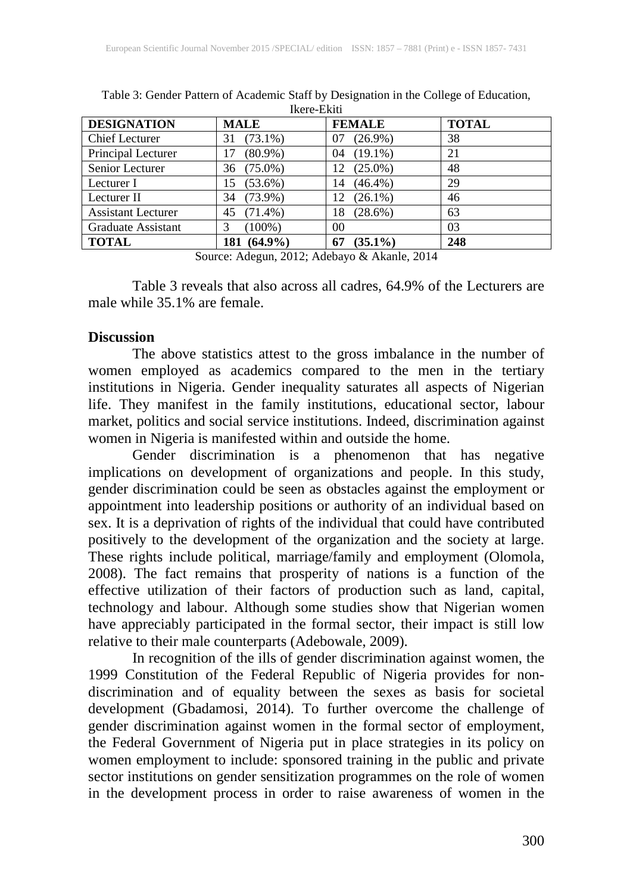Table 3: Gender Pattern of Academic Staff by Designation in the College of Education, Ikere-Ekiti

| DESIGNATION | MALE | FEMALE | TOTAL |
|---|---|---|---|
| Chief Lecturer | 31 (73.1%) | 07 (26.9%) | 38 |
| Principal Lecturer | 17 (80.9%) | 04 (19.1%) | 21 |
| Senior Lecturer | 36 (75.0%) | 12 (25.0%) | 48 |
| Lecturer I | 15 (53.6%) | 14 (46.4%) | 29 |
| Lecturer II | 34 (73.9%) | 12 (26.1%) | 46 |
| Assistant Lecturer | 45 (71.4%) | 18 (28.6%) | 63 |
| Graduate Assistant | 3 (100%) | 00 | 03 |
| **TOTAL** | **181 (64.9%)** | **67 (35.1%)** | **248** |

Source: Adegun, 2012; Adebayo & Akanle, 2014

Table 3 reveals that also across all cadres, 64.9% of the Lecturers are male while 35.1% are female.

## Discussion

The above statistics attest to the gross imbalance in the number of women employed as academics compared to the men in the tertiary institutions in Nigeria. Gender inequality saturates all aspects of Nigerian life. They manifest in the family institutions, educational sector, labour market, politics and social service institutions. Indeed, discrimination against women in Nigeria is manifested within and outside the home.

Gender discrimination is a phenomenon that has negative implications on development of organizations and people. In this study, gender discrimination could be seen as obstacles against the employment or appointment into leadership positions or authority of an individual based on sex. It is a deprivation of rights of the individual that could have contributed positively to the development of the organization and the society at large. These rights include political, marriage/family and employment (Olomola, 2008). The fact remains that prosperity of nations is a function of the effective utilization of their factors of production such as land, capital, technology and labour. Although some studies show that Nigerian women have appreciably participated in the formal sector, their impact is still low relative to their male counterparts (Adebowale, 2009).

In recognition of the ills of gender discrimination against women, the 1999 Constitution of the Federal Republic of Nigeria provides for non-discrimination and of equality between the sexes as basis for societal development (Gbadamosi, 2014). To further overcome the challenge of gender discrimination against women in the formal sector of employment, the Federal Government of Nigeria put in place strategies in its policy on women employment to include: sponsored training in the public and private sector institutions on gender sensitization programmes on the role of women in the development process in order to raise awareness of women in the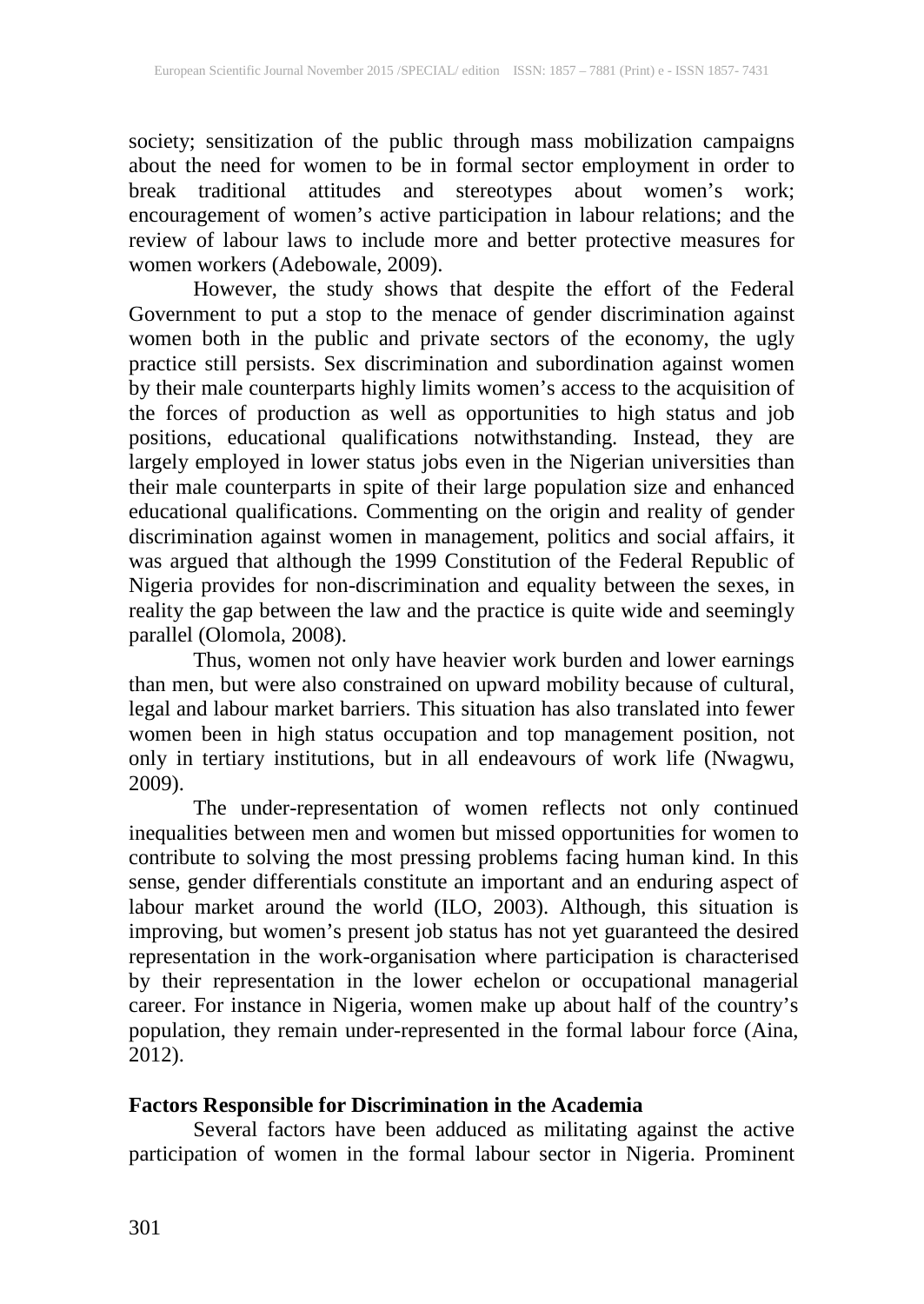society; sensitization of the public through mass mobilization campaigns about the need for women to be in formal sector employment in order to break traditional attitudes and stereotypes about women's work; encouragement of women's active participation in labour relations; and the review of labour laws to include more and better protective measures for women workers (Adebowale, 2009).

However, the study shows that despite the effort of the Federal Government to put a stop to the menace of gender discrimination against women both in the public and private sectors of the economy, the ugly practice still persists. Sex discrimination and subordination against women by their male counterparts highly limits women's access to the acquisition of the forces of production as well as opportunities to high status and job positions, educational qualifications notwithstanding. Instead, they are largely employed in lower status jobs even in the Nigerian universities than their male counterparts in spite of their large population size and enhanced educational qualifications. Commenting on the origin and reality of gender discrimination against women in management, politics and social affairs, it was argued that although the 1999 Constitution of the Federal Republic of Nigeria provides for non-discrimination and equality between the sexes, in reality the gap between the law and the practice is quite wide and seemingly parallel (Olomola, 2008).

Thus, women not only have heavier work burden and lower earnings than men, but were also constrained on upward mobility because of cultural, legal and labour market barriers. This situation has also translated into fewer women been in high status occupation and top management position, not only in tertiary institutions, but in all endeavours of work life (Nwagwu, 2009).

The under-representation of women reflects not only continued inequalities between men and women but missed opportunities for women to contribute to solving the most pressing problems facing human kind. In this sense, gender differentials constitute an important and an enduring aspect of labour market around the world (ILO, 2003). Although, this situation is improving, but women's present job status has not yet guaranteed the desired representation in the work-organisation where participation is characterised by their representation in the lower echelon or occupational managerial career. For instance in Nigeria, women make up about half of the country's population, they remain under-represented in the formal labour force (Aina, 2012).

## Factors Responsible for Discrimination in the Academia

Several factors have been adduced as militating against the active participation of women in the formal labour sector in Nigeria. Prominent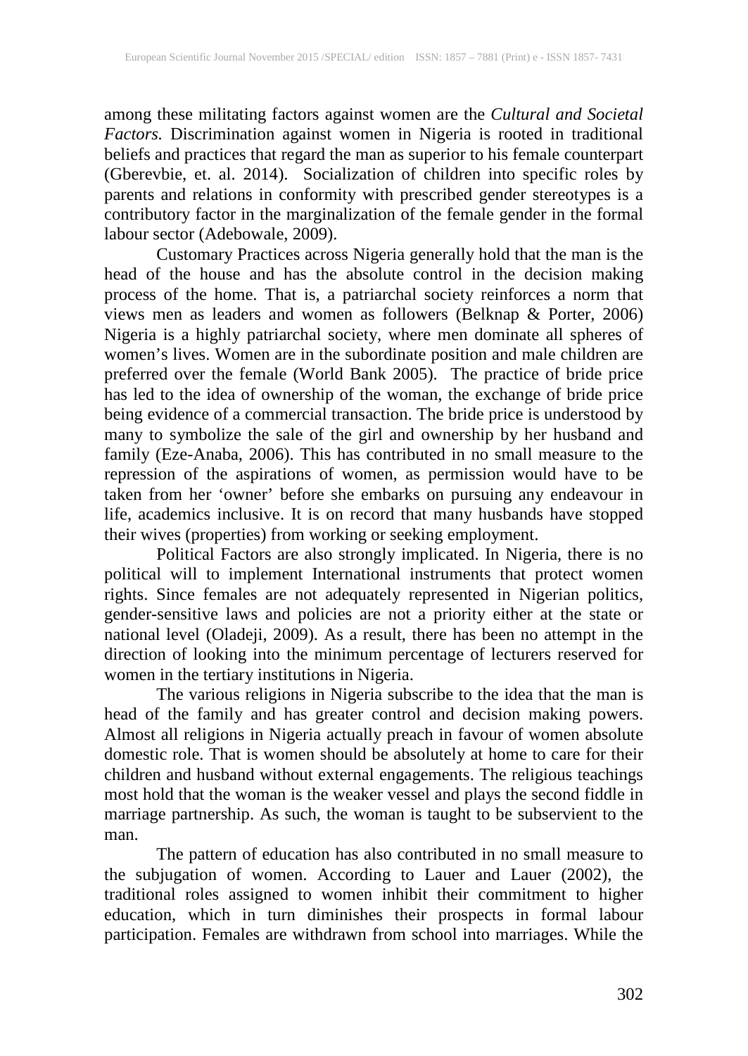among these militating factors against women are the *Cultural and Societal Factors.* Discrimination against women in Nigeria is rooted in traditional beliefs and practices that regard the man as superior to his female counterpart (Gberevbie, et. al. 2014). Socialization of children into specific roles by parents and relations in conformity with prescribed gender stereotypes is a contributory factor in the marginalization of the female gender in the formal labour sector (Adebowale, 2009).

Customary Practices across Nigeria generally hold that the man is the head of the house and has the absolute control in the decision making process of the home. That is, a patriarchal society reinforces a norm that views men as leaders and women as followers (Belknap & Porter, 2006) Nigeria is a highly patriarchal society, where men dominate all spheres of women's lives. Women are in the subordinate position and male children are preferred over the female (World Bank 2005). The practice of bride price has led to the idea of ownership of the woman, the exchange of bride price being evidence of a commercial transaction. The bride price is understood by many to symbolize the sale of the girl and ownership by her husband and family (Eze-Anaba, 2006). This has contributed in no small measure to the repression of the aspirations of women, as permission would have to be taken from her 'owner' before she embarks on pursuing any endeavour in life, academics inclusive. It is on record that many husbands have stopped their wives (properties) from working or seeking employment.

Political Factors are also strongly implicated. In Nigeria, there is no political will to implement International instruments that protect women rights. Since females are not adequately represented in Nigerian politics, gender-sensitive laws and policies are not a priority either at the state or national level (Oladeji, 2009). As a result, there has been no attempt in the direction of looking into the minimum percentage of lecturers reserved for women in the tertiary institutions in Nigeria.

The various religions in Nigeria subscribe to the idea that the man is head of the family and has greater control and decision making powers. Almost all religions in Nigeria actually preach in favour of women absolute domestic role. That is women should be absolutely at home to care for their children and husband without external engagements. The religious teachings most hold that the woman is the weaker vessel and plays the second fiddle in marriage partnership. As such, the woman is taught to be subservient to the man.

The pattern of education has also contributed in no small measure to the subjugation of women. According to Lauer and Lauer (2002), the traditional roles assigned to women inhibit their commitment to higher education, which in turn diminishes their prospects in formal labour participation. Females are withdrawn from school into marriages. While the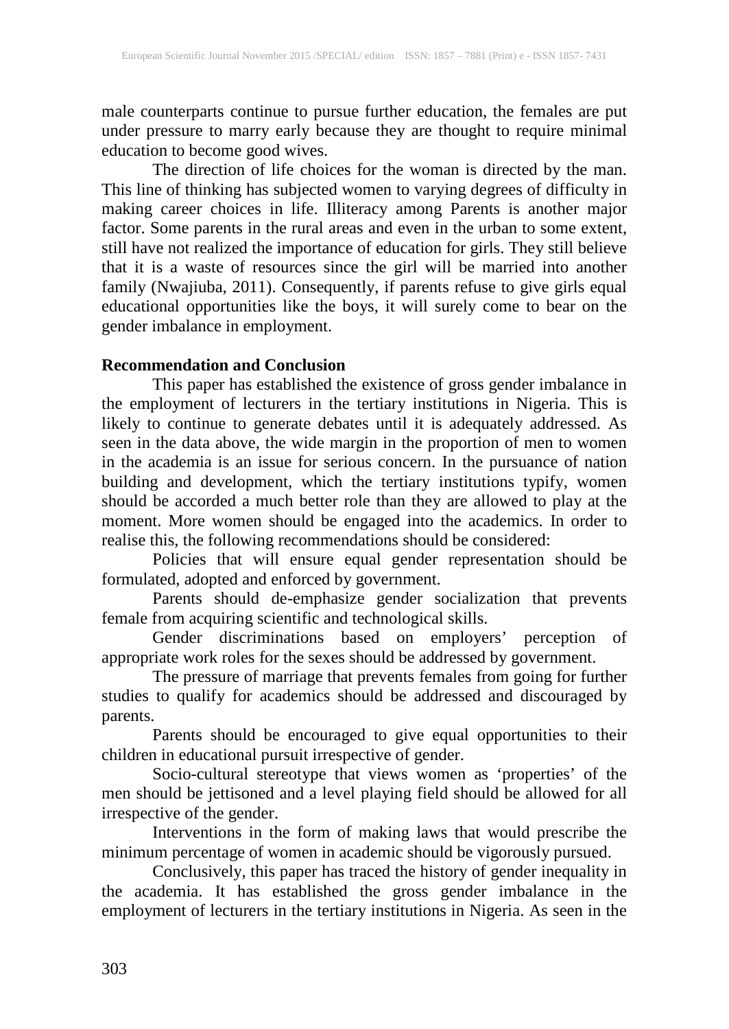male counterparts continue to pursue further education, the females are put under pressure to marry early because they are thought to require minimal education to become good wives.

The direction of life choices for the woman is directed by the man. This line of thinking has subjected women to varying degrees of difficulty in making career choices in life. Illiteracy among Parents is another major factor. Some parents in the rural areas and even in the urban to some extent, still have not realized the importance of education for girls. They still believe that it is a waste of resources since the girl will be married into another family (Nwajiuba, 2011). Consequently, if parents refuse to give girls equal educational opportunities like the boys, it will surely come to bear on the gender imbalance in employment.

## Recommendation and Conclusion

This paper has established the existence of gross gender imbalance in the employment of lecturers in the tertiary institutions in Nigeria. This is likely to continue to generate debates until it is adequately addressed. As seen in the data above, the wide margin in the proportion of men to women in the academia is an issue for serious concern. In the pursuance of nation building and development, which the tertiary institutions typify, women should be accorded a much better role than they are allowed to play at the moment. More women should be engaged into the academics. In order to realise this, the following recommendations should be considered:

Policies that will ensure equal gender representation should be formulated, adopted and enforced by government.

Parents should de-emphasize gender socialization that prevents female from acquiring scientific and technological skills.

Gender discriminations based on employers' perception of appropriate work roles for the sexes should be addressed by government.

The pressure of marriage that prevents females from going for further studies to qualify for academics should be addressed and discouraged by parents.

Parents should be encouraged to give equal opportunities to their children in educational pursuit irrespective of gender.

Socio-cultural stereotype that views women as 'properties' of the men should be jettisoned and a level playing field should be allowed for all irrespective of the gender.

Interventions in the form of making laws that would prescribe the minimum percentage of women in academic should be vigorously pursued.

Conclusively, this paper has traced the history of gender inequality in the academia. It has established the gross gender imbalance in the employment of lecturers in the tertiary institutions in Nigeria. As seen in the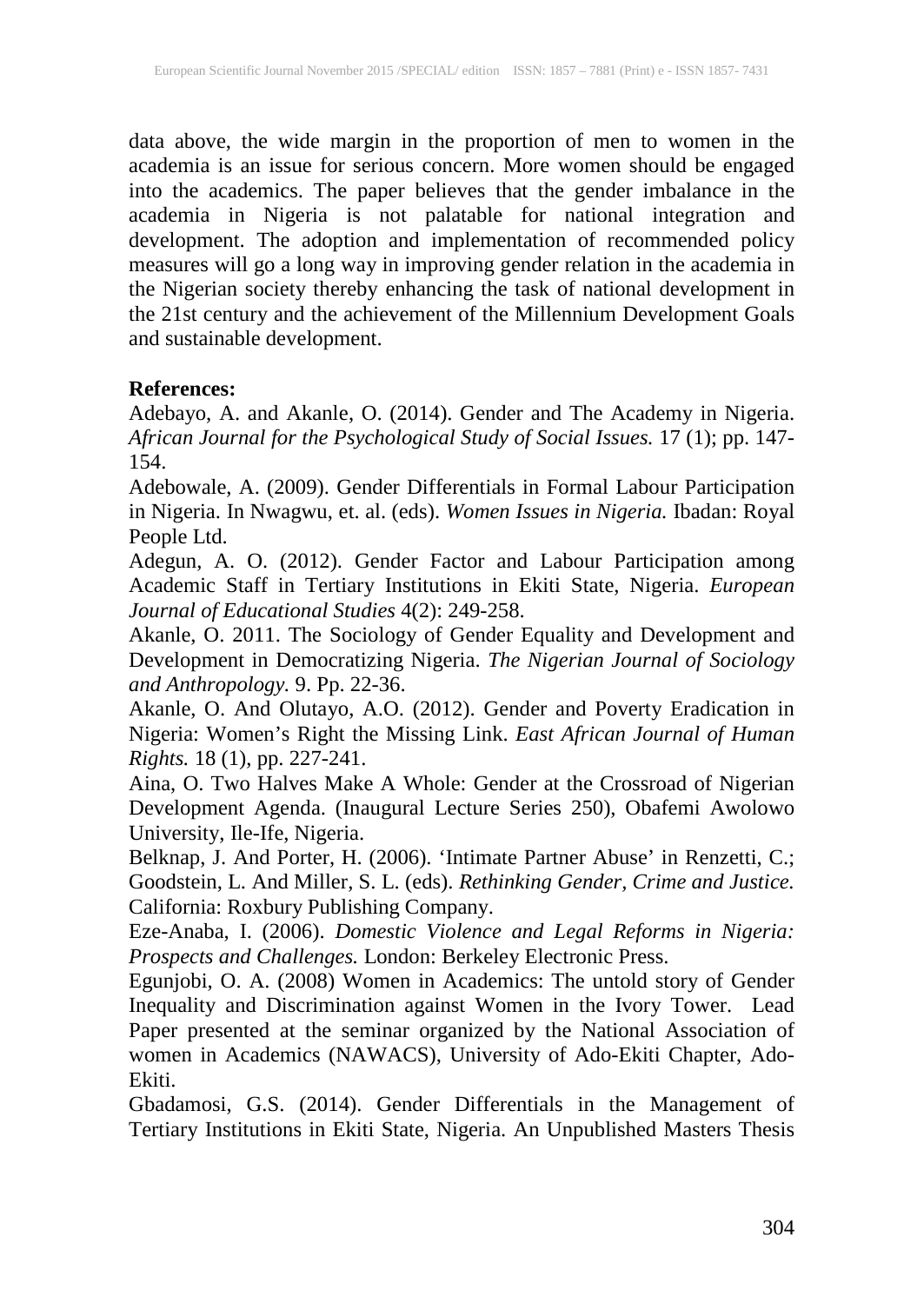data above, the wide margin in the proportion of men to women in the academia is an issue for serious concern. More women should be engaged into the academics. The paper believes that the gender imbalance in the academia in Nigeria is not palatable for national integration and development. The adoption and implementation of recommended policy measures will go a long way in improving gender relation in the academia in the Nigerian society thereby enhancing the task of national development in the 21st century and the achievement of the Millennium Development Goals and sustainable development.

**References:**

Adebayo, A. and Akanle, O. (2014). Gender and The Academy in Nigeria. *African Journal for the Psychological Study of Social Issues.* 17 (1); pp. 147-154.

Adebowale, A. (2009). Gender Differentials in Formal Labour Participation in Nigeria. In Nwagwu, et. al. (eds). *Women Issues in Nigeria.* Ibadan: Royal People Ltd.

Adegun, A. O. (2012). Gender Factor and Labour Participation among Academic Staff in Tertiary Institutions in Ekiti State, Nigeria. *European Journal of Educational Studies* 4(2): 249-258.

Akanle, O. 2011. The Sociology of Gender Equality and Development and Development in Democratizing Nigeria. *The Nigerian Journal of Sociology and Anthropology.* 9. Pp. 22-36.

Akanle, O. And Olutayo, A.O. (2012). Gender and Poverty Eradication in Nigeria: Women's Right the Missing Link. *East African Journal of Human Rights.* 18 (1), pp. 227-241.

Aina, O. Two Halves Make A Whole: Gender at the Crossroad of Nigerian Development Agenda. (Inaugural Lecture Series 250), Obafemi Awolowo University, Ile-Ife, Nigeria.

Belknap, J. And Porter, H. (2006). 'Intimate Partner Abuse' in Renzetti, C.; Goodstein, L. And Miller, S. L. (eds). *Rethinking Gender, Crime and Justice.* California: Roxbury Publishing Company.

Eze-Anaba, I. (2006). *Domestic Violence and Legal Reforms in Nigeria: Prospects and Challenges.* London: Berkeley Electronic Press.

Egunjobi, O. A. (2008) Women in Academics: The untold story of Gender Inequality and Discrimination against Women in the Ivory Tower. Lead Paper presented at the seminar organized by the National Association of women in Academics (NAWACS), University of Ado-Ekiti Chapter, Ado-Ekiti.

Gbadamosi, G.S. (2014). Gender Differentials in the Management of Tertiary Institutions in Ekiti State, Nigeria. An Unpublished Masters Thesis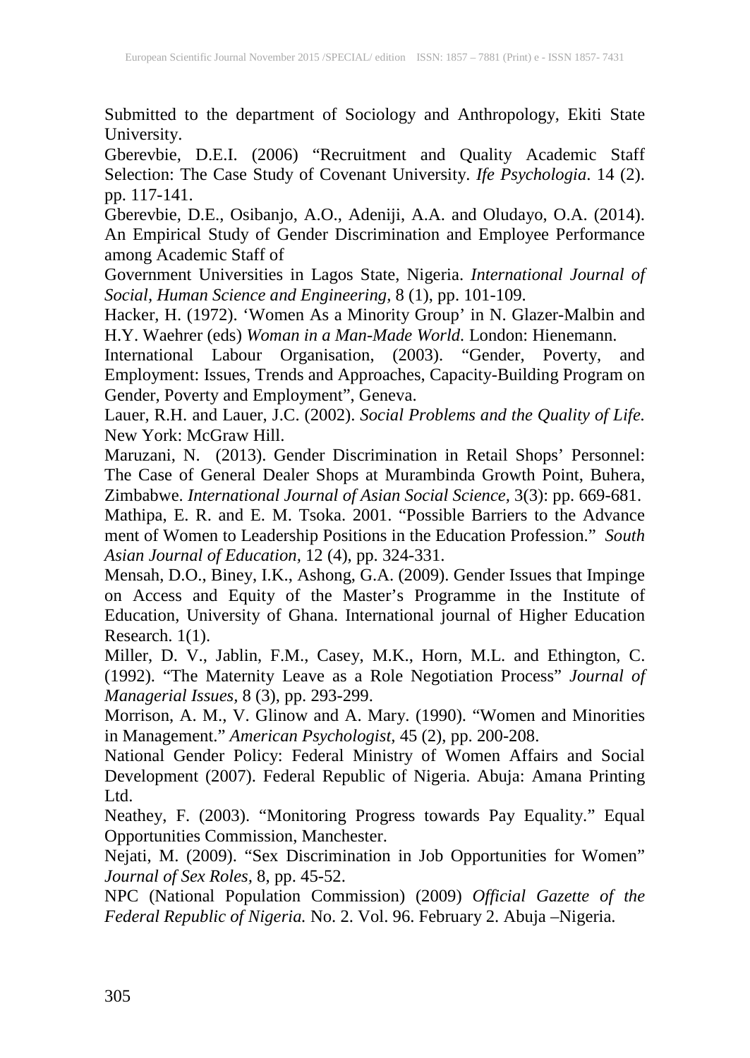Submitted to the department of Sociology and Anthropology, Ekiti State University.

Gberevbie, D.E.I. (2006) "Recruitment and Quality Academic Staff Selection: The Case Study of Covenant University. *Ife Psychologia*. 14 (2). pp. 117-141.

Gberevbie, D.E., Osibanjo, A.O., Adeniji, A.A. and Oludayo, O.A. (2014). An Empirical Study of Gender Discrimination and Employee Performance among Academic Staff of

Government Universities in Lagos State, Nigeria. *International Journal of Social, Human Science and Engineering*, 8 (1), pp. 101-109.

Hacker, H. (1972). 'Women As a Minority Group' in N. Glazer-Malbin and H.Y. Waehrer (eds) *Woman in a Man-Made World*. London: Hienemann.

International Labour Organisation, (2003). "Gender, Poverty, and Employment: Issues, Trends and Approaches, Capacity-Building Program on Gender, Poverty and Employment", Geneva.

Lauer, R.H. and Lauer, J.C. (2002). *Social Problems and the Quality of Life.* New York: McGraw Hill.

Maruzani, N. (2013). Gender Discrimination in Retail Shops' Personnel: The Case of General Dealer Shops at Murambinda Growth Point, Buhera, Zimbabwe. *International Journal of Asian Social Science,* 3(3): pp. 669-681.

Mathipa, E. R. and E. M. Tsoka. 2001. "Possible Barriers to the Advance ment of Women to Leadership Positions in the Education Profession." *South Asian Journal of Education,* 12 (4), pp. 324-331.

Mensah, D.O., Biney, I.K., Ashong, G.A. (2009). Gender Issues that Impinge on Access and Equity of the Master's Programme in the Institute of Education, University of Ghana. International journal of Higher Education Research. 1(1).

Miller, D. V., Jablin, F.M., Casey, M.K., Horn, M.L. and Ethington, C. (1992). "The Maternity Leave as a Role Negotiation Process" *Journal of Managerial Issues,* 8 (3), pp. 293-299.

Morrison, A. M., V. Glinow and A. Mary. (1990). "Women and Minorities in Management." *American Psychologist,* 45 (2), pp. 200-208.

National Gender Policy: Federal Ministry of Women Affairs and Social Development (2007). Federal Republic of Nigeria. Abuja: Amana Printing Ltd.

Neathey, F. (2003). "Monitoring Progress towards Pay Equality." Equal Opportunities Commission, Manchester.

Nejati, M. (2009). "Sex Discrimination in Job Opportunities for Women" *Journal of Sex Roles,* 8, pp. 45-52.

NPC (National Population Commission) (2009) *Official Gazette of the Federal Republic of Nigeria.* No. 2. Vol. 96. February 2. Abuja –Nigeria.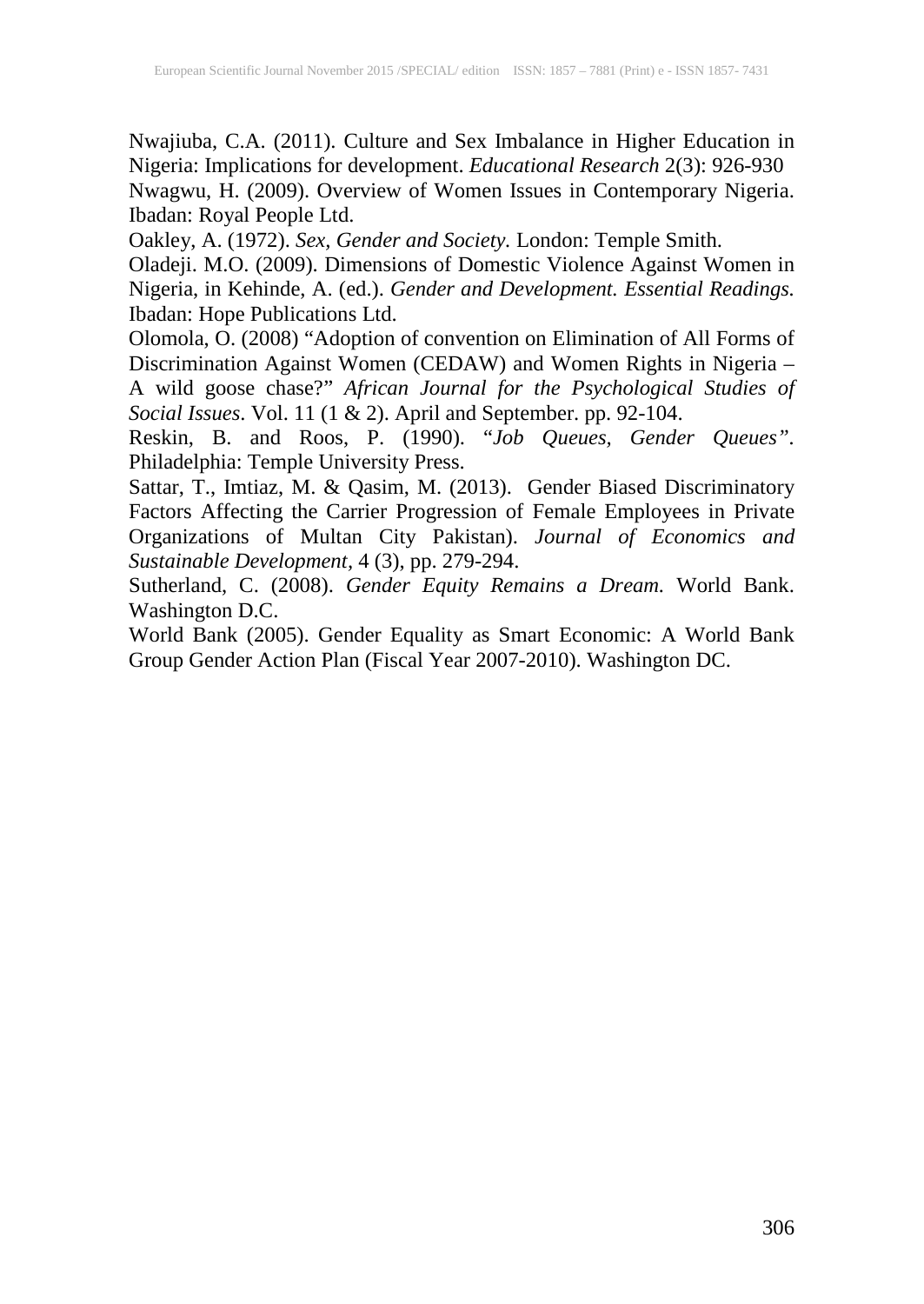Nwajiuba, C.A. (2011). Culture and Sex Imbalance in Higher Education in Nigeria: Implications for development. *Educational Research* 2(3): 926-930

Nwagwu, H. (2009). Overview of Women Issues in Contemporary Nigeria. Ibadan: Royal People Ltd.

Oakley, A. (1972). *Sex, Gender and Society.* London: Temple Smith.

Oladeji. M.O. (2009). Dimensions of Domestic Violence Against Women in Nigeria, in Kehinde, A. (ed.). *Gender and Development. Essential Readings.* Ibadan: Hope Publications Ltd.

Olomola, O. (2008) "Adoption of convention on Elimination of All Forms of Discrimination Against Women (CEDAW) and Women Rights in Nigeria – A wild goose chase?" *African Journal for the Psychological Studies of Social Issues*. Vol. 11 (1 & 2). April and September. pp. 92-104.

Reskin, B. and Roos, P. (1990). "*Job Queues, Gender Queues"*. Philadelphia: Temple University Press.

Sattar, T., Imtiaz, M. & Qasim, M. (2013). Gender Biased Discriminatory Factors Affecting the Carrier Progression of Female Employees in Private Organizations of Multan City Pakistan). *Journal of Economics and Sustainable Development*, 4 (3), pp. 279-294.

Sutherland, C. (2008). *Gender Equity Remains a Dream.* World Bank. Washington D.C.

World Bank (2005). Gender Equality as Smart Economic: A World Bank Group Gender Action Plan (Fiscal Year 2007-2010). Washington DC.